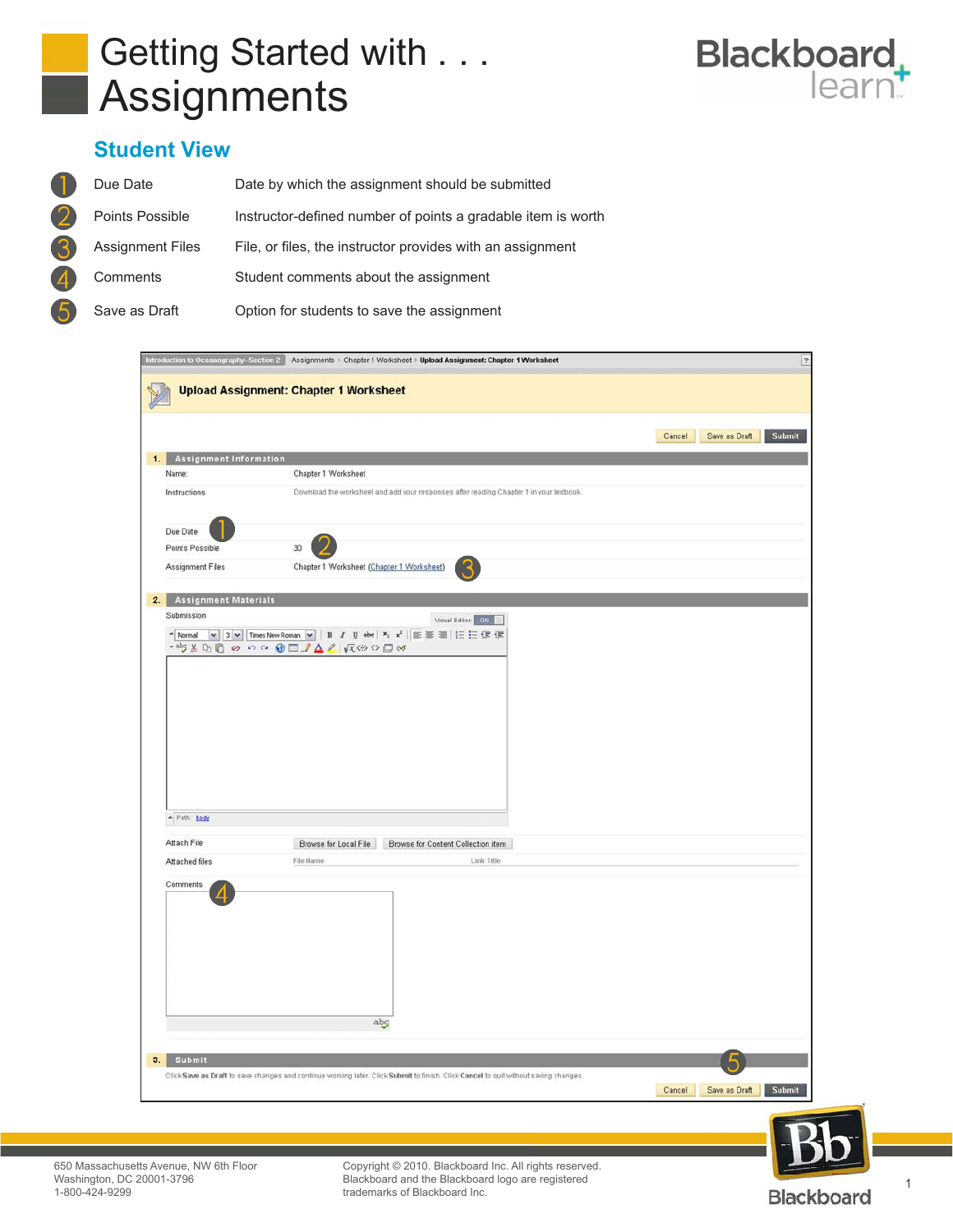# Getting Started with . . . Assignments

## Student View

| | | |
|---|---|---|
| 1 | Due Date | Date by which the assignment should be submitted |
| 2 | Points Possible | Instructor-defined number of points a gradable item is worth |
| 3 | Assignment Files | File, or files, the instructor provides with an assignment |
| 4 | Comments | Student comments about the assignment |
| 5 | Save as Draft | Option for students to save the assignment |

650 Massachusetts Avenue, NW 6th Floor
Washington, DC 20001-3796
1-800-424-9299

Copyright © 2010. Blackboard Inc. All rights reserved. Blackboard and the Blackboard logo are registered trademarks of Blackboard Inc.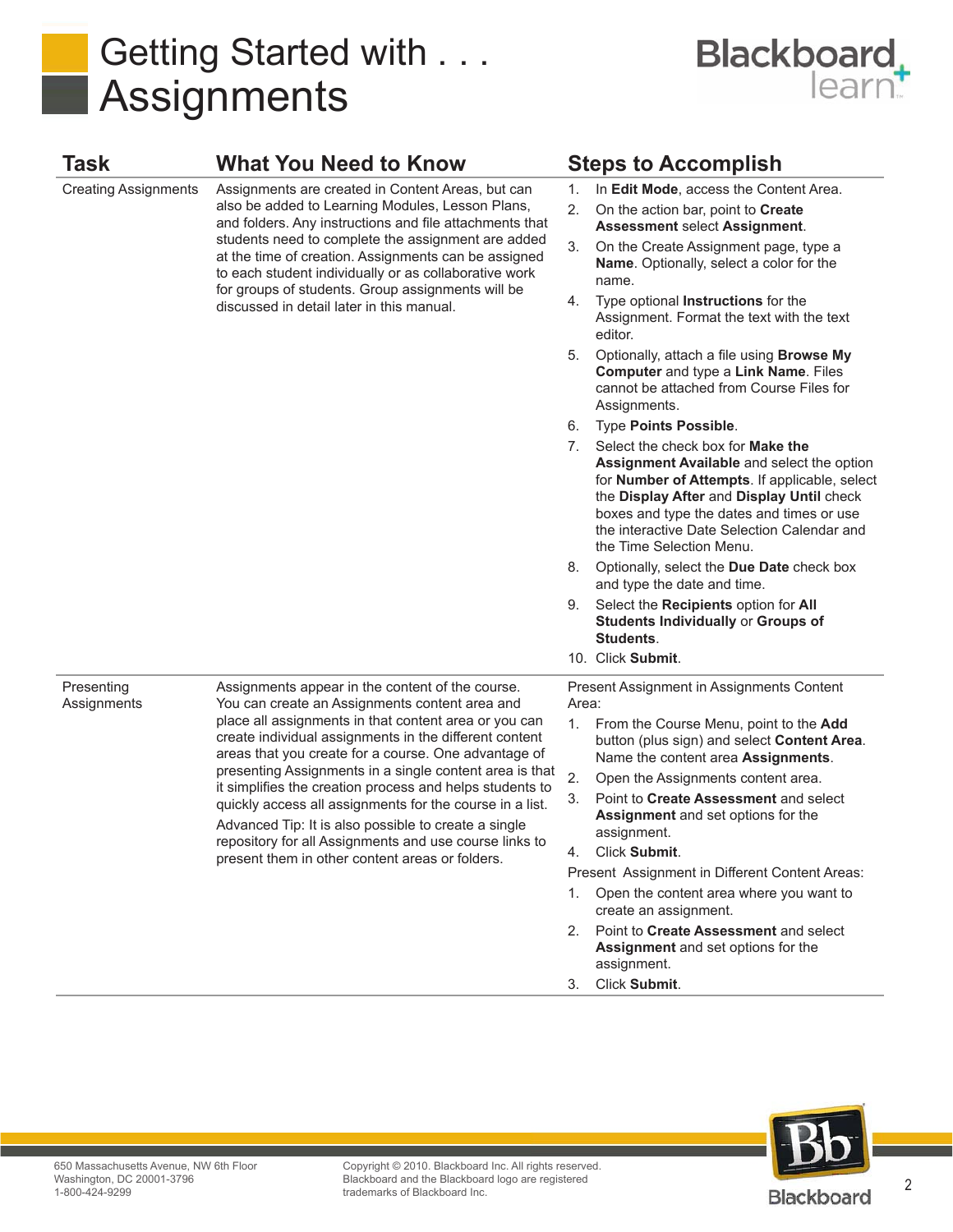# Getting Started with . . . Assignments

| Task | What You Need to Know | Steps to Accomplish |
|---|---|---|
| Creating Assignments | Assignments are created in Content Areas, but can also be added to Learning Modules, Lesson Plans, and folders. Any instructions and file attachments that students need to complete the assignment are added at the time of creation. Assignments can be assigned to each student individually or as collaborative work for groups of students. Group assignments will be discussed in detail later in this manual. | 1. In **Edit Mode**, access the Content Area.<br>2. On the action bar, point to **Create Assessment** select **Assignment**.<br>3. On the Create Assignment page, type a **Name**. Optionally, select a color for the name.<br>4. Type optional **Instructions** for the Assignment. Format the text with the text editor.<br>5. Optionally, attach a file using **Browse My Computer** and type a **Link Name**. Files cannot be attached from Course Files for Assignments.<br>6. Type **Points Possible**.<br>7. Select the check box for **Make the Assignment Available** and select the option for **Number of Attempts**. If applicable, select the **Display After** and **Display Until** check boxes and type the dates and times or use the interactive Date Selection Calendar and the Time Selection Menu.<br>8. Optionally, select the **Due Date** check box and type the date and time.<br>9. Select the **Recipients** option for **All Students Individually** or **Groups of Students**.<br>10. Click **Submit**. |
| Presenting Assignments | Assignments appear in the content of the course. You can create an Assignments content area and place all assignments in that content area or you can create individual assignments in the different content areas that you create for a course. One advantage of presenting Assignments in a single content area is that it simplifies the creation process and helps students to quickly access all assignments for the course in a list.<br><br>Advanced Tip: It is also possible to create a single repository for all Assignments and use course links to present them in other content areas or folders. | Present Assignment in Assignments Content Area:<br>1. From the Course Menu, point to the **Add** button (plus sign) and select **Content Area**. Name the content area **Assignments**.<br>2. Open the Assignments content area.<br>3. Point to **Create Assessment** and select **Assignment** and set options for the assignment.<br>4. Click **Submit**.<br><br>Present Assignment in Different Content Areas:<br>1. Open the content area where you want to create an assignment.<br>2. Point to **Create Assessment** and select **Assignment** and set options for the assignment.<br>3. Click **Submit**. |

650 Massachusetts Avenue, NW 6th Floor
Washington, DC 20001-3796
1-800-424-9299

Copyright © 2010. Blackboard Inc. All rights reserved.
Blackboard and the Blackboard logo are registered trademarks of Blackboard Inc.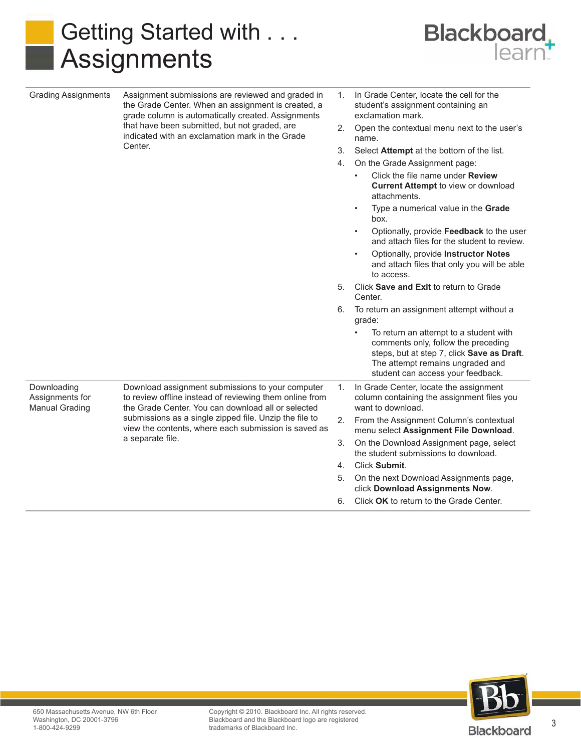# Getting Started with . . . Assignments

| | | |
|---|---|---|
| Grading Assignments | Assignment submissions are reviewed and graded in the Grade Center. When an assignment is created, a grade column is automatically created. Assignments that have been submitted, but not graded, are indicated with an exclamation mark in the Grade Center. | 1. In Grade Center, locate the cell for the student's assignment containing an exclamation mark.<br>2. Open the contextual menu next to the user's name.<br>3. Select **Attempt** at the bottom of the list.<br>4. On the Grade Assignment page:<br>• Click the file name under **Review Current Attempt** to view or download attachments.<br>• Type a numerical value in the **Grade** box.<br>• Optionally, provide **Feedback** to the user and attach files for the student to review.<br>• Optionally, provide **Instructor Notes** and attach files that only you will be able to access.<br>5. Click **Save and Exit** to return to Grade Center.<br>6. To return an assignment attempt without a grade:<br>• To return an attempt to a student with comments only, follow the preceding steps, but at step 7, click **Save as Draft**. The attempt remains ungraded and student can access your feedback. |
| Downloading Assignments for Manual Grading | Download assignment submissions to your computer to review offline instead of reviewing them online from the Grade Center. You can download all or selected submissions as a single zipped file. Unzip the file to view the contents, where each submission is saved as a separate file. | 1. In Grade Center, locate the assignment column containing the assignment files you want to download.<br>2. From the Assignment Column's contextual menu select **Assignment File Download**.<br>3. On the Download Assignment page, select the student submissions to download.<br>4. Click **Submit**.<br>5. On the next Download Assignments page, click **Download Assignments Now**.<br>6. Click **OK** to return to the Grade Center. |

650 Massachusetts Avenue, NW 6th Floor
Washington, DC 20001-3796
1-800-424-9299

Copyright © 2010. Blackboard Inc. All rights reserved. Blackboard and the Blackboard logo are registered trademarks of Blackboard Inc.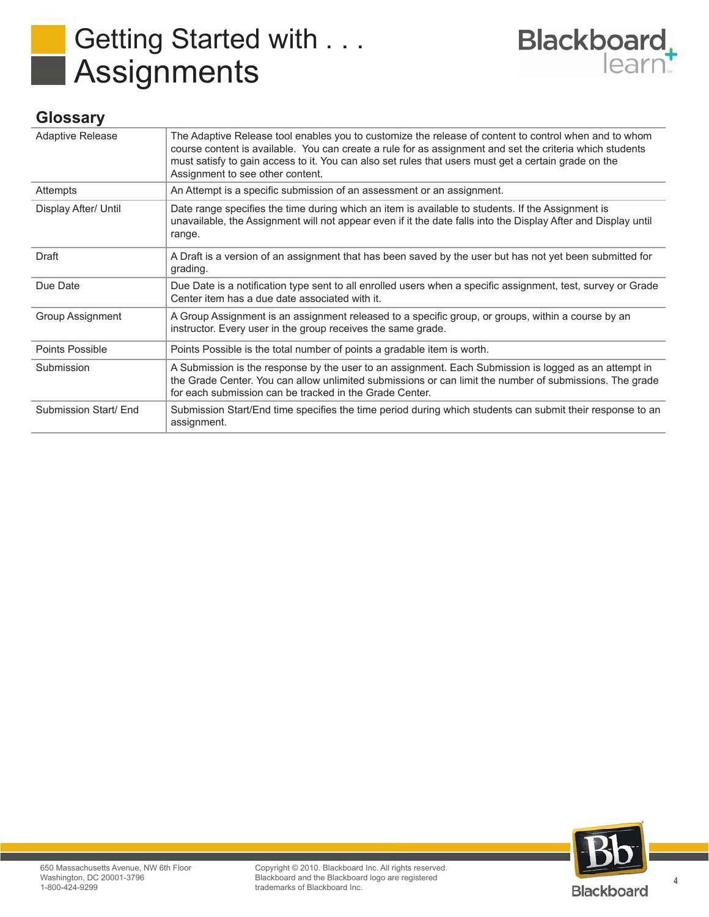## Glossary

| | |
|---|---|
| Adaptive Release | The Adaptive Release tool enables you to customize the release of content to control when and to whom course content is available. You can create a rule for as assignment and set the criteria which students must satisfy to gain access to it. You can also set rules that users must get a certain grade on the Assignment to see other content. |
| Attempts | An Attempt is a specific submission of an assessment or an assignment. |
| Display After/ Until | Date range specifies the time during which an item is available to students. If the Assignment is unavailable, the Assignment will not appear even if it the date falls into the Display After and Display until range. |
| Draft | A Draft is a version of an assignment that has been saved by the user but has not yet been submitted for grading. |
| Due Date | Due Date is a notification type sent to all enrolled users when a specific assignment, test, survey or Grade Center item has a due date associated with it. |
| Group Assignment | A Group Assignment is an assignment released to a specific group, or groups, within a course by an instructor. Every user in the group receives the same grade. |
| Points Possible | Points Possible is the total number of points a gradable item is worth. |
| Submission | A Submission is the response by the user to an assignment. Each Submission is logged as an attempt in the Grade Center. You can allow unlimited submissions or can limit the number of submissions. The grade for each submission can be tracked in the Grade Center. |
| Submission Start/ End | Submission Start/End time specifies the time period during which students can submit their response to an assignment. |